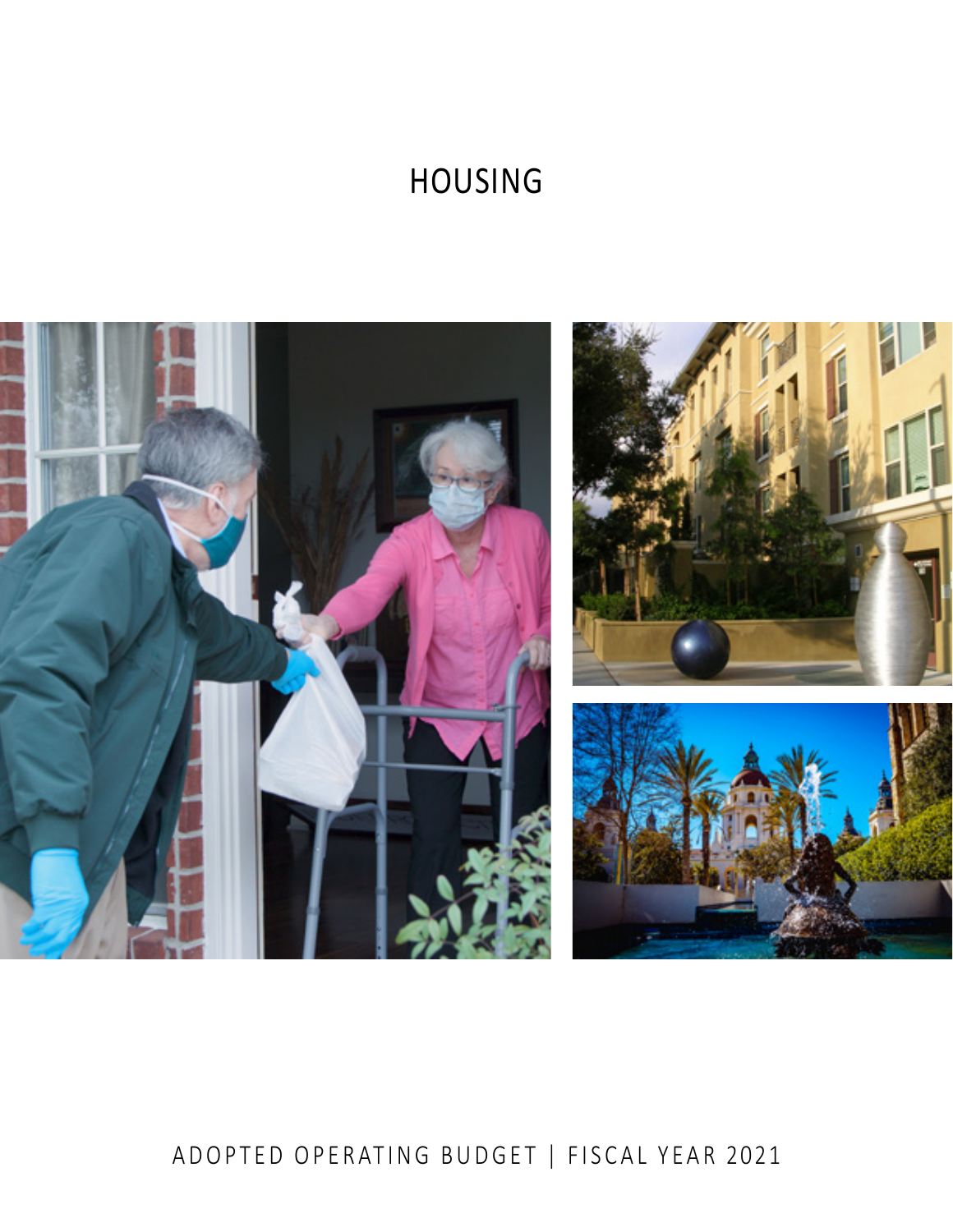# HOUSING

ADOPTED OPERATING BUDGET | FISCAL YEAR 2021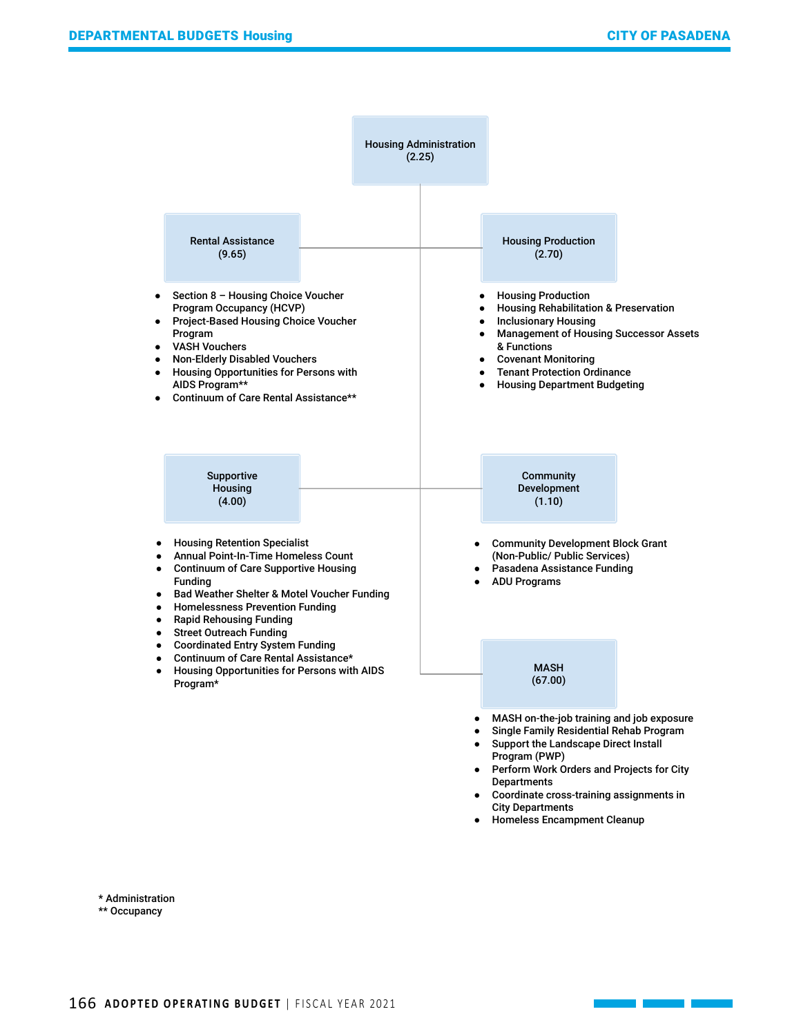## Housing Administration (2.25)

### Rental Assistance (9.65)

- Section 8 – Housing Choice Voucher Program Occupancy (HCVP)
- Project-Based Housing Choice Voucher Program
- VASH Vouchers
- Non-Elderly Disabled Vouchers
- Housing Opportunities for Persons with AIDS Program**
- Continuum of Care Rental Assistance**

### Housing Production (2.70)

- Housing Production
- Housing Rehabilitation & Preservation
- Inclusionary Housing
- Management of Housing Successor Assets & Functions
- Covenant Monitoring
- Tenant Protection Ordinance
- Housing Department Budgeting

### Supportive Housing (4.00)

- Housing Retention Specialist
- Annual Point-In-Time Homeless Count
- Continuum of Care Supportive Housing Funding
- Bad Weather Shelter & Motel Voucher Funding
- Homelessness Prevention Funding
- Rapid Rehousing Funding
- Street Outreach Funding
- Coordinated Entry System Funding
- Continuum of Care Rental Assistance*
- Housing Opportunities for Persons with AIDS Program*

### Community Development (1.10)

- Community Development Block Grant (Non-Public/ Public Services)
- Pasadena Assistance Funding
- ADU Programs

### MASH (67.00)

- MASH on-the-job training and job exposure
- Single Family Residential Rehab Program
- Support the Landscape Direct Install Program (PWP)
- Perform Work Orders and Projects for City Departments
- Coordinate cross-training assignments in City Departments
- Homeless Encampment Cleanup

\* Administration
\*\* Occupancy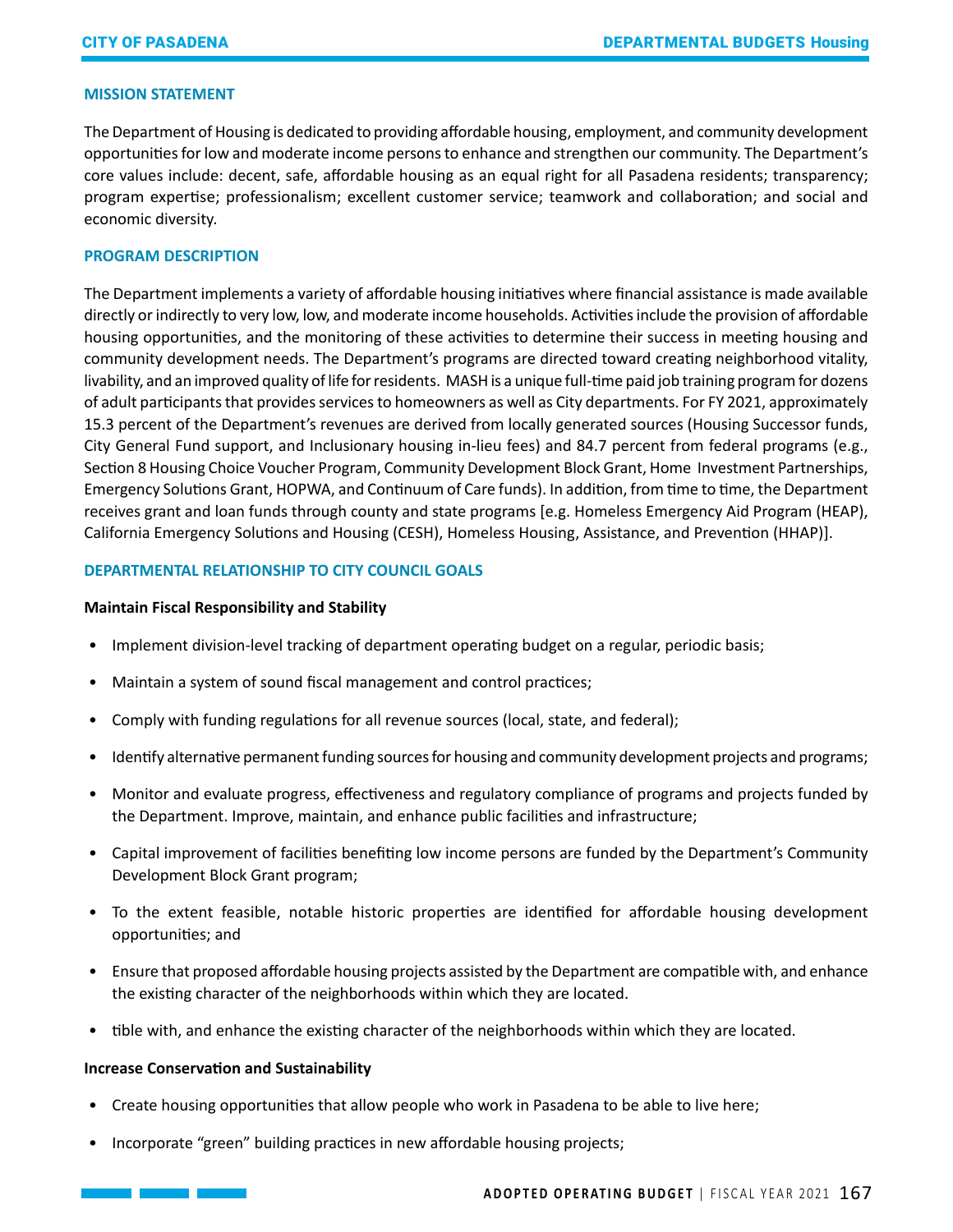## MISSION STATEMENT

The Department of Housing is dedicated to providing affordable housing, employment, and community development opportunities for low and moderate income persons to enhance and strengthen our community. The Department's core values include: decent, safe, affordable housing as an equal right for all Pasadena residents; transparency; program expertise; professionalism; excellent customer service; teamwork and collaboration; and social and economic diversity.

## PROGRAM DESCRIPTION

The Department implements a variety of affordable housing initiatives where financial assistance is made available directly or indirectly to very low, low, and moderate income households. Activities include the provision of affordable housing opportunities, and the monitoring of these activities to determine their success in meeting housing and community development needs. The Department's programs are directed toward creating neighborhood vitality, livability, and an improved quality of life for residents. MASH is a unique full-time paid job training program for dozens of adult participants that provides services to homeowners as well as City departments. For FY 2021, approximately 15.3 percent of the Department's revenues are derived from locally generated sources (Housing Successor funds, City General Fund support, and Inclusionary housing in-lieu fees) and 84.7 percent from federal programs (e.g., Section 8 Housing Choice Voucher Program, Community Development Block Grant, Home Investment Partnerships, Emergency Solutions Grant, HOPWA, and Continuum of Care funds). In addition, from time to time, the Department receives grant and loan funds through county and state programs [e.g. Homeless Emergency Aid Program (HEAP), California Emergency Solutions and Housing (CESH), Homeless Housing, Assistance, and Prevention (HHAP)].

## DEPARTMENTAL RELATIONSHIP TO CITY COUNCIL GOALS

**Maintain Fiscal Responsibility and Stability**

- Implement division-level tracking of department operating budget on a regular, periodic basis;
- Maintain a system of sound fiscal management and control practices;
- Comply with funding regulations for all revenue sources (local, state, and federal);
- Identify alternative permanent funding sources for housing and community development projects and programs;
- Monitor and evaluate progress, effectiveness and regulatory compliance of programs and projects funded by the Department. Improve, maintain, and enhance public facilities and infrastructure;
- Capital improvement of facilities benefiting low income persons are funded by the Department's Community Development Block Grant program;
- To the extent feasible, notable historic properties are identified for affordable housing development opportunities; and
- Ensure that proposed affordable housing projects assisted by the Department are compatible with, and enhance the existing character of the neighborhoods within which they are located.
- tible with, and enhance the existing character of the neighborhoods within which they are located.

**Increase Conservation and Sustainability**

- Create housing opportunities that allow people who work in Pasadena to be able to live here;
- Incorporate "green" building practices in new affordable housing projects;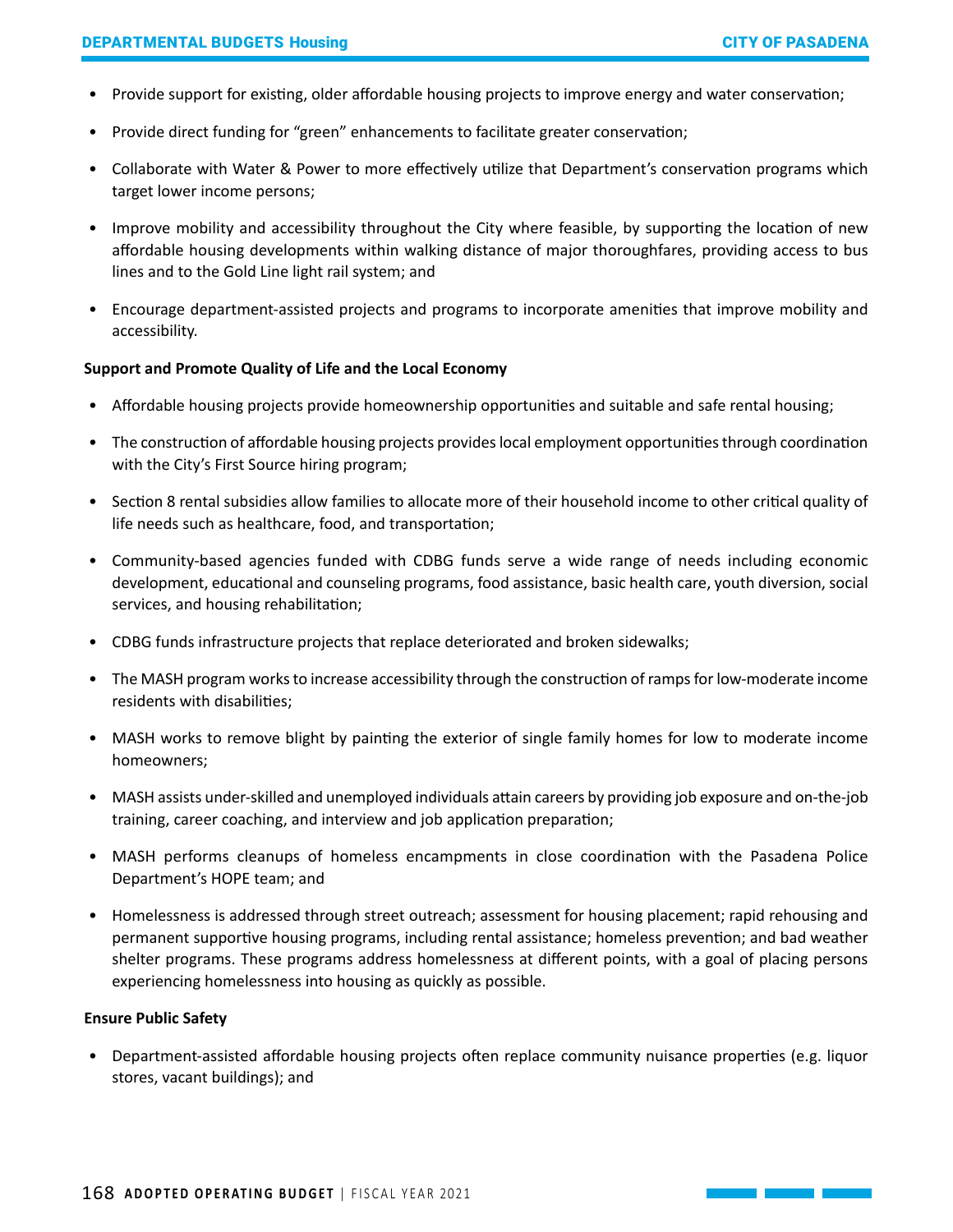- Provide support for existing, older affordable housing projects to improve energy and water conservation;
- Provide direct funding for "green" enhancements to facilitate greater conservation;
- Collaborate with Water & Power to more effectively utilize that Department's conservation programs which target lower income persons;
- Improve mobility and accessibility throughout the City where feasible, by supporting the location of new affordable housing developments within walking distance of major thoroughfares, providing access to bus lines and to the Gold Line light rail system; and
- Encourage department-assisted projects and programs to incorporate amenities that improve mobility and accessibility.

**Support and Promote Quality of Life and the Local Economy**

- Affordable housing projects provide homeownership opportunities and suitable and safe rental housing;
- The construction of affordable housing projects provides local employment opportunities through coordination with the City's First Source hiring program;
- Section 8 rental subsidies allow families to allocate more of their household income to other critical quality of life needs such as healthcare, food, and transportation;
- Community-based agencies funded with CDBG funds serve a wide range of needs including economic development, educational and counseling programs, food assistance, basic health care, youth diversion, social services, and housing rehabilitation;
- CDBG funds infrastructure projects that replace deteriorated and broken sidewalks;
- The MASH program works to increase accessibility through the construction of ramps for low-moderate income residents with disabilities;
- MASH works to remove blight by painting the exterior of single family homes for low to moderate income homeowners;
- MASH assists under-skilled and unemployed individuals attain careers by providing job exposure and on-the-job training, career coaching, and interview and job application preparation;
- MASH performs cleanups of homeless encampments in close coordination with the Pasadena Police Department's HOPE team; and
- Homelessness is addressed through street outreach; assessment for housing placement; rapid rehousing and permanent supportive housing programs, including rental assistance; homeless prevention; and bad weather shelter programs. These programs address homelessness at different points, with a goal of placing persons experiencing homelessness into housing as quickly as possible.

**Ensure Public Safety**

- Department-assisted affordable housing projects often replace community nuisance properties (e.g. liquor stores, vacant buildings); and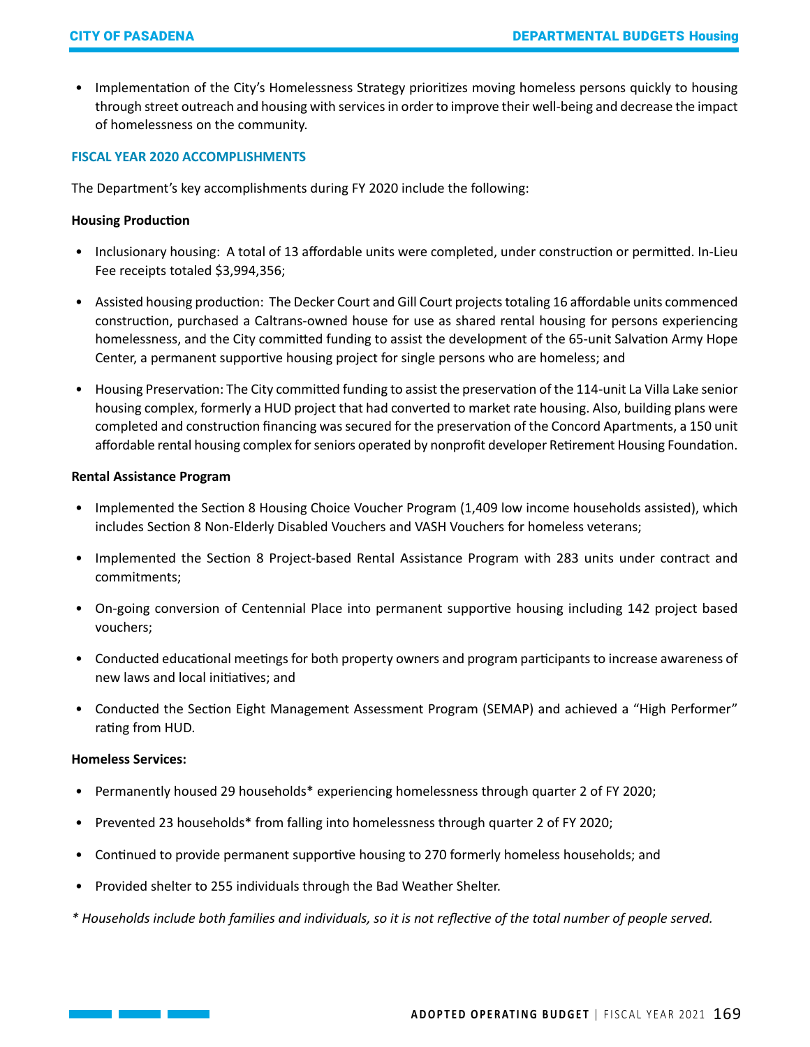- Implementation of the City's Homelessness Strategy prioritizes moving homeless persons quickly to housing through street outreach and housing with services in order to improve their well-being and decrease the impact of homelessness on the community.

### FISCAL YEAR 2020 ACCOMPLISHMENTS

The Department's key accomplishments during FY 2020 include the following:

**Housing Production**

- Inclusionary housing: A total of 13 affordable units were completed, under construction or permitted. In-Lieu Fee receipts totaled $3,994,356;
- Assisted housing production: The Decker Court and Gill Court projects totaling 16 affordable units commenced construction, purchased a Caltrans-owned house for use as shared rental housing for persons experiencing homelessness, and the City committed funding to assist the development of the 65-unit Salvation Army Hope Center, a permanent supportive housing project for single persons who are homeless; and
- Housing Preservation: The City committed funding to assist the preservation of the 114-unit La Villa Lake senior housing complex, formerly a HUD project that had converted to market rate housing. Also, building plans were completed and construction financing was secured for the preservation of the Concord Apartments, a 150 unit affordable rental housing complex for seniors operated by nonprofit developer Retirement Housing Foundation.

**Rental Assistance Program**

- Implemented the Section 8 Housing Choice Voucher Program (1,409 low income households assisted), which includes Section 8 Non-Elderly Disabled Vouchers and VASH Vouchers for homeless veterans;
- Implemented the Section 8 Project-based Rental Assistance Program with 283 units under contract and commitments;
- On-going conversion of Centennial Place into permanent supportive housing including 142 project based vouchers;
- Conducted educational meetings for both property owners and program participants to increase awareness of new laws and local initiatives; and
- Conducted the Section Eight Management Assessment Program (SEMAP) and achieved a "High Performer" rating from HUD.

**Homeless Services:**

- Permanently housed 29 households* experiencing homelessness through quarter 2 of FY 2020;
- Prevented 23 households* from falling into homelessness through quarter 2 of FY 2020;
- Continued to provide permanent supportive housing to 270 formerly homeless households; and
- Provided shelter to 255 individuals through the Bad Weather Shelter.

*\* Households include both families and individuals, so it is not reflective of the total number of people served.*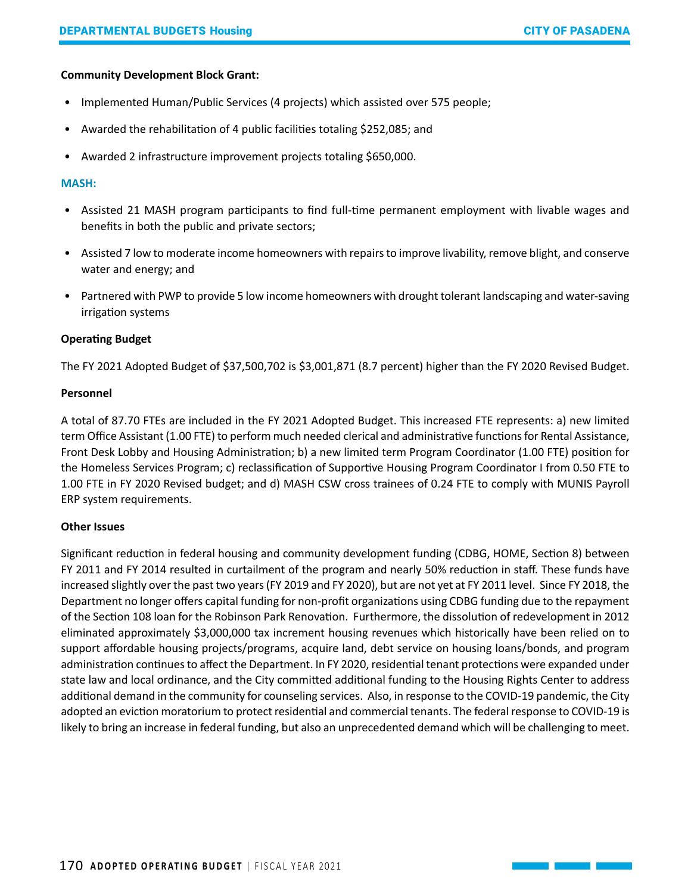**Community Development Block Grant:**

- Implemented Human/Public Services (4 projects) which assisted over 575 people;
- Awarded the rehabilitation of 4 public facilities totaling $252,085; and
- Awarded 2 infrastructure improvement projects totaling $650,000.

**MASH:**

- Assisted 21 MASH program participants to find full-time permanent employment with livable wages and benefits in both the public and private sectors;
- Assisted 7 low to moderate income homeowners with repairs to improve livability, remove blight, and conserve water and energy; and
- Partnered with PWP to provide 5 low income homeowners with drought tolerant landscaping and water-saving irrigation systems

**Operating Budget**

The FY 2021 Adopted Budget of $37,500,702 is $3,001,871 (8.7 percent) higher than the FY 2020 Revised Budget.

**Personnel**

A total of 87.70 FTEs are included in the FY 2021 Adopted Budget. This increased FTE represents: a) new limited term Office Assistant (1.00 FTE) to perform much needed clerical and administrative functions for Rental Assistance, Front Desk Lobby and Housing Administration; b) a new limited term Program Coordinator (1.00 FTE) position for the Homeless Services Program; c) reclassification of Supportive Housing Program Coordinator I from 0.50 FTE to 1.00 FTE in FY 2020 Revised budget; and d) MASH CSW cross trainees of 0.24 FTE to comply with MUNIS Payroll ERP system requirements.

**Other Issues**

Significant reduction in federal housing and community development funding (CDBG, HOME, Section 8) between FY 2011 and FY 2014 resulted in curtailment of the program and nearly 50% reduction in staff. These funds have increased slightly over the past two years (FY 2019 and FY 2020), but are not yet at FY 2011 level. Since FY 2018, the Department no longer offers capital funding for non-profit organizations using CDBG funding due to the repayment of the Section 108 loan for the Robinson Park Renovation. Furthermore, the dissolution of redevelopment in 2012 eliminated approximately $3,000,000 tax increment housing revenues which historically have been relied on to support affordable housing projects/programs, acquire land, debt service on housing loans/bonds, and program administration continues to affect the Department. In FY 2020, residential tenant protections were expanded under state law and local ordinance, and the City committed additional funding to the Housing Rights Center to address additional demand in the community for counseling services. Also, in response to the COVID-19 pandemic, the City adopted an eviction moratorium to protect residential and commercial tenants. The federal response to COVID-19 is likely to bring an increase in federal funding, but also an unprecedented demand which will be challenging to meet.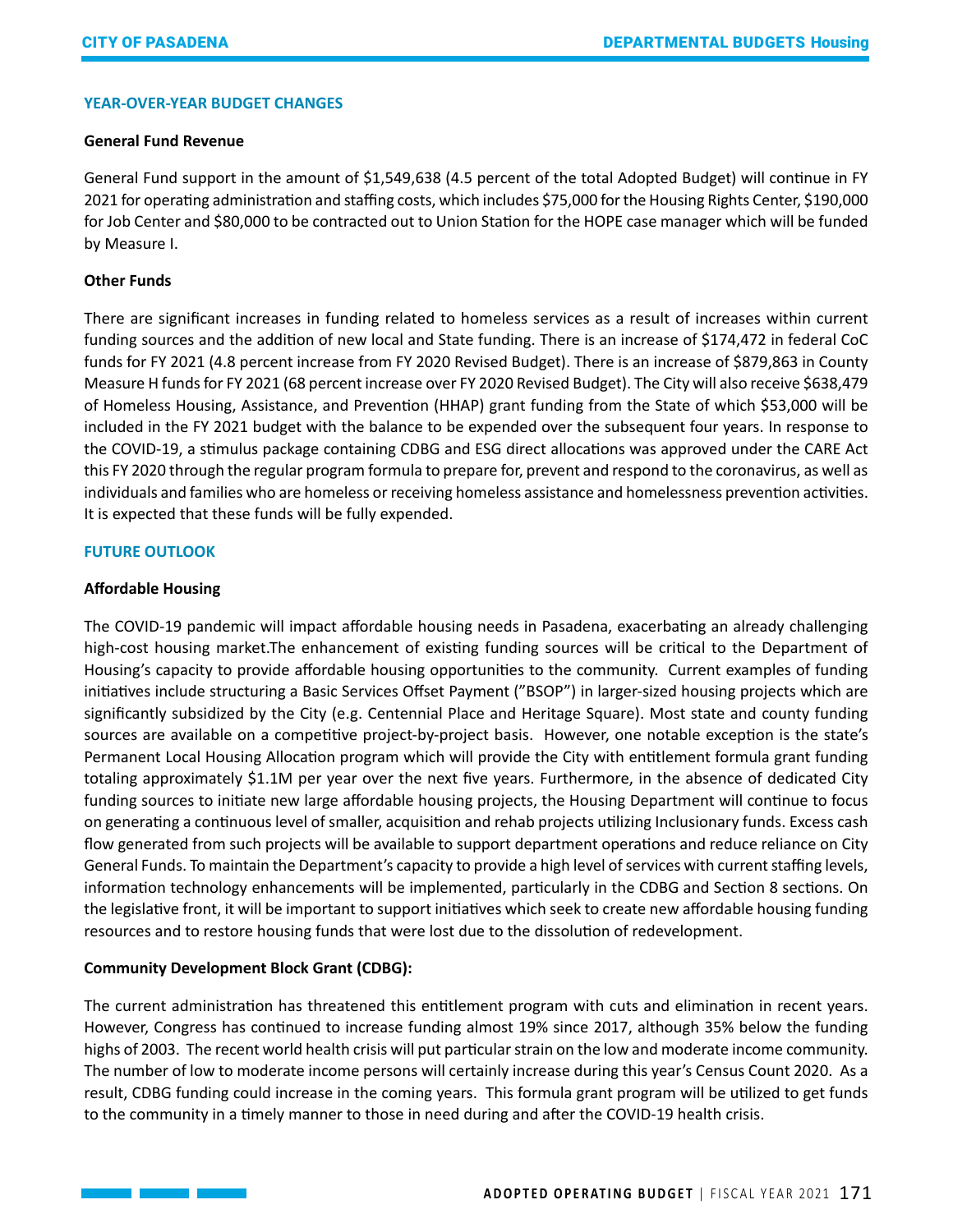## YEAR-OVER-YEAR BUDGET CHANGES

### General Fund Revenue

General Fund support in the amount of $1,549,638 (4.5 percent of the total Adopted Budget) will continue in FY 2021 for operating administration and staffing costs, which includes $75,000 for the Housing Rights Center, $190,000 for Job Center and $80,000 to be contracted out to Union Station for the HOPE case manager which will be funded by Measure I.

### Other Funds

There are significant increases in funding related to homeless services as a result of increases within current funding sources and the addition of new local and State funding. There is an increase of $174,472 in federal CoC funds for FY 2021 (4.8 percent increase from FY 2020 Revised Budget). There is an increase of $879,863 in County Measure H funds for FY 2021 (68 percent increase over FY 2020 Revised Budget). The City will also receive $638,479 of Homeless Housing, Assistance, and Prevention (HHAP) grant funding from the State of which $53,000 will be included in the FY 2021 budget with the balance to be expended over the subsequent four years. In response to the COVID-19, a stimulus package containing CDBG and ESG direct allocations was approved under the CARE Act this FY 2020 through the regular program formula to prepare for, prevent and respond to the coronavirus, as well as individuals and families who are homeless or receiving homeless assistance and homelessness prevention activities. It is expected that these funds will be fully expended.

## FUTURE OUTLOOK

### Affordable Housing

The COVID-19 pandemic will impact affordable housing needs in Pasadena, exacerbating an already challenging high-cost housing market.The enhancement of existing funding sources will be critical to the Department of Housing's capacity to provide affordable housing opportunities to the community. Current examples of funding initiatives include structuring a Basic Services Offset Payment ("BSOP") in larger-sized housing projects which are significantly subsidized by the City (e.g. Centennial Place and Heritage Square). Most state and county funding sources are available on a competitive project-by-project basis. However, one notable exception is the state's Permanent Local Housing Allocation program which will provide the City with entitlement formula grant funding totaling approximately $1.1M per year over the next five years. Furthermore, in the absence of dedicated City funding sources to initiate new large affordable housing projects, the Housing Department will continue to focus on generating a continuous level of smaller, acquisition and rehab projects utilizing Inclusionary funds. Excess cash flow generated from such projects will be available to support department operations and reduce reliance on City General Funds. To maintain the Department's capacity to provide a high level of services with current staffing levels, information technology enhancements will be implemented, particularly in the CDBG and Section 8 sections. On the legislative front, it will be important to support initiatives which seek to create new affordable housing funding resources and to restore housing funds that were lost due to the dissolution of redevelopment.

### Community Development Block Grant (CDBG):

The current administration has threatened this entitlement program with cuts and elimination in recent years. However, Congress has continued to increase funding almost 19% since 2017, although 35% below the funding highs of 2003. The recent world health crisis will put particular strain on the low and moderate income community. The number of low to moderate income persons will certainly increase during this year's Census Count 2020. As a result, CDBG funding could increase in the coming years. This formula grant program will be utilized to get funds to the community in a timely manner to those in need during and after the COVID-19 health crisis.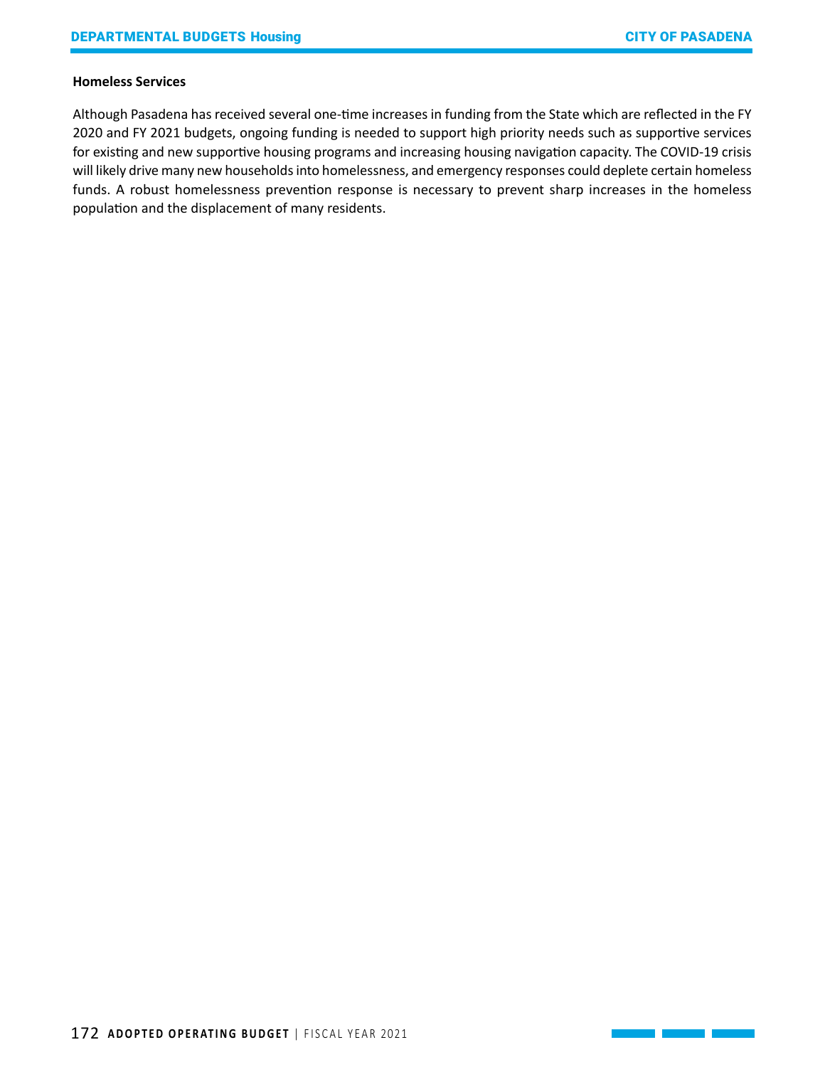### Homeless Services

Although Pasadena has received several one-time increases in funding from the State which are reflected in the FY 2020 and FY 2021 budgets, ongoing funding is needed to support high priority needs such as supportive services for existing and new supportive housing programs and increasing housing navigation capacity. The COVID-19 crisis will likely drive many new households into homelessness, and emergency responses could deplete certain homeless funds. A robust homelessness prevention response is necessary to prevent sharp increases in the homeless population and the displacement of many residents.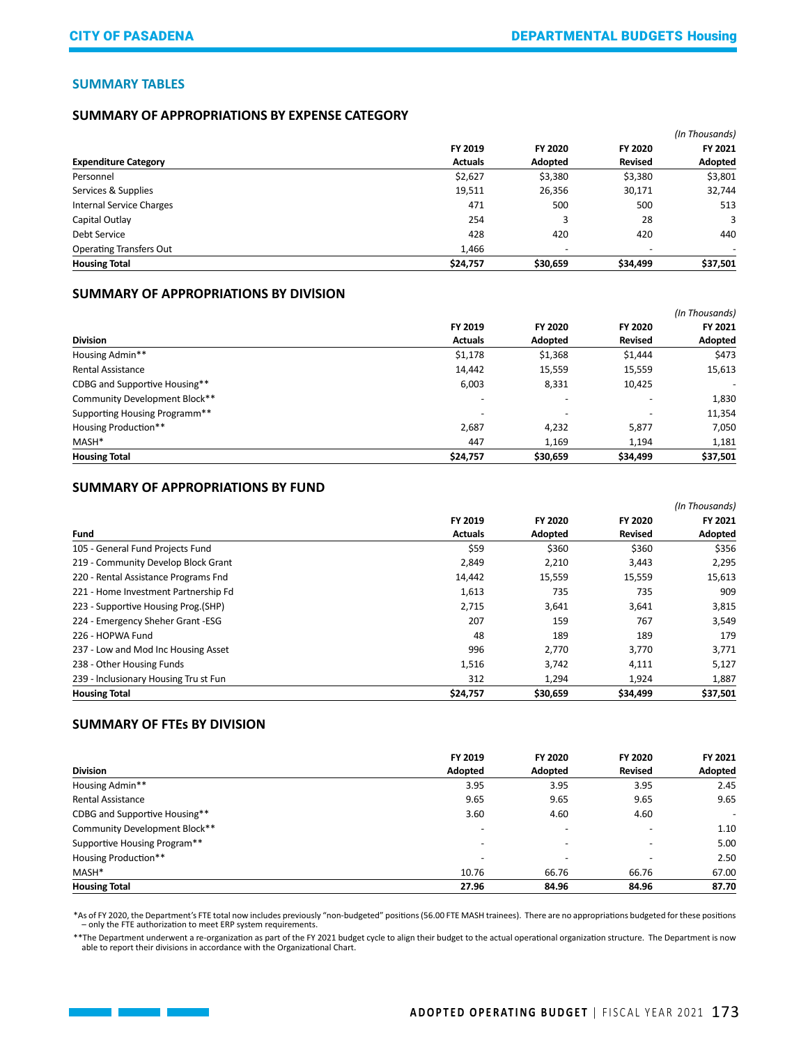## SUMMARY TABLES

### SUMMARY OF APPROPRIATIONS BY EXPENSE CATEGORY

*(In Thousands)*

| Expenditure Category | FY 2019 Actuals | FY 2020 Adopted | FY 2020 Revised | FY 2021 Adopted |
|---|---|---|---|---|
| Personnel | $2,627 | $3,380 | $3,380 | $3,801 |
| Services & Supplies | 19,511 | 26,356 | 30,171 | 32,744 |
| Internal Service Charges | 471 | 500 | 500 | 513 |
| Capital Outlay | 254 | 3 | 28 | 3 |
| Debt Service | 428 | 420 | 420 | 440 |
| Operating Transfers Out | 1,466 | - | - | - |
| **Housing Total** | **$24,757** | **$30,659** | **$34,499** | **$37,501** |

### SUMMARY OF APPROPRIATIONS BY DIVlSION

*(In Thousands)*

| Division | FY 2019 Actuals | FY 2020 Adopted | FY 2020 Revised | FY 2021 Adopted |
|---|---|---|---|---|
| Housing Admin** | $1,178 | $1,368 | $1,444 | $473 |
| Rental Assistance | 14,442 | 15,559 | 15,559 | 15,613 |
| CDBG and Supportive Housing** | 6,003 | 8,331 | 10,425 | - |
| Community Development Block** | - | - | - | 1,830 |
| Supporting Housing Programm** | - | - | - | 11,354 |
| Housing Production** | 2,687 | 4,232 | 5,877 | 7,050 |
| MASH* | 447 | 1,169 | 1,194 | 1,181 |
| **Housing Total** | **$24,757** | **$30,659** | **$34,499** | **$37,501** |

### SUMMARY OF APPROPRIATIONS BY FUND

*(In Thousands)*

| Fund | FY 2019 Actuals | FY 2020 Adopted | FY 2020 Revised | FY 2021 Adopted |
|---|---|---|---|---|
| 105 - General Fund Projects Fund | $59 | $360 | $360 | $356 |
| 219 - Community Develop Block Grant | 2,849 | 2,210 | 3,443 | 2,295 |
| 220 - Rental Assistance Programs Fnd | 14,442 | 15,559 | 15,559 | 15,613 |
| 221 - Home Investment Partnership Fd | 1,613 | 735 | 735 | 909 |
| 223 - Supportive Housing Prog.(SHP) | 2,715 | 3,641 | 3,641 | 3,815 |
| 224 - Emergency Sheher Grant -ESG | 207 | 159 | 767 | 3,549 |
| 226 - HOPWA Fund | 48 | 189 | 189 | 179 |
| 237 - Low and Mod Inc Housing Asset | 996 | 2,770 | 3,770 | 3,771 |
| 238 - Other Housing Funds | 1,516 | 3,742 | 4,111 | 5,127 |
| 239 - Inclusionary Housing Tru st Fun | 312 | 1,294 | 1,924 | 1,887 |
| **Housing Total** | **$24,757** | **$30,659** | **$34,499** | **$37,501** |

### SUMMARY OF FTEs BY DIVISION

| Division | FY 2019 Adopted | FY 2020 Adopted | FY 2020 Revised | FY 2021 Adopted |
|---|---|---|---|---|
| Housing Admin** | 3.95 | 3.95 | 3.95 | 2.45 |
| Rental Assistance | 9.65 | 9.65 | 9.65 | 9.65 |
| CDBG and Supportive Housing** | 3.60 | 4.60 | 4.60 | - |
| Community Development Block** | - | - | - | 1.10 |
| Supportive Housing Program** | - | - | - | 5.00 |
| Housing Production** | - | - | - | 2.50 |
| MASH* | 10.76 | 66.76 | 66.76 | 67.00 |
| **Housing Total** | **27.96** | **84.96** | **84.96** | **87.70** |

*As of FY 2020, the Department's FTE total now includes previously "non-budgeted" positions (56.00 FTE MASH trainees). There are no appropriations budgeted for these positions – only the FTE authorization to meet ERP system requirements.

**The Department underwent a re-organization as part of the FY 2021 budget cycle to align their budget to the actual operational organization structure. The Department is now able to report their divisions in accordance with the Organizational Chart.